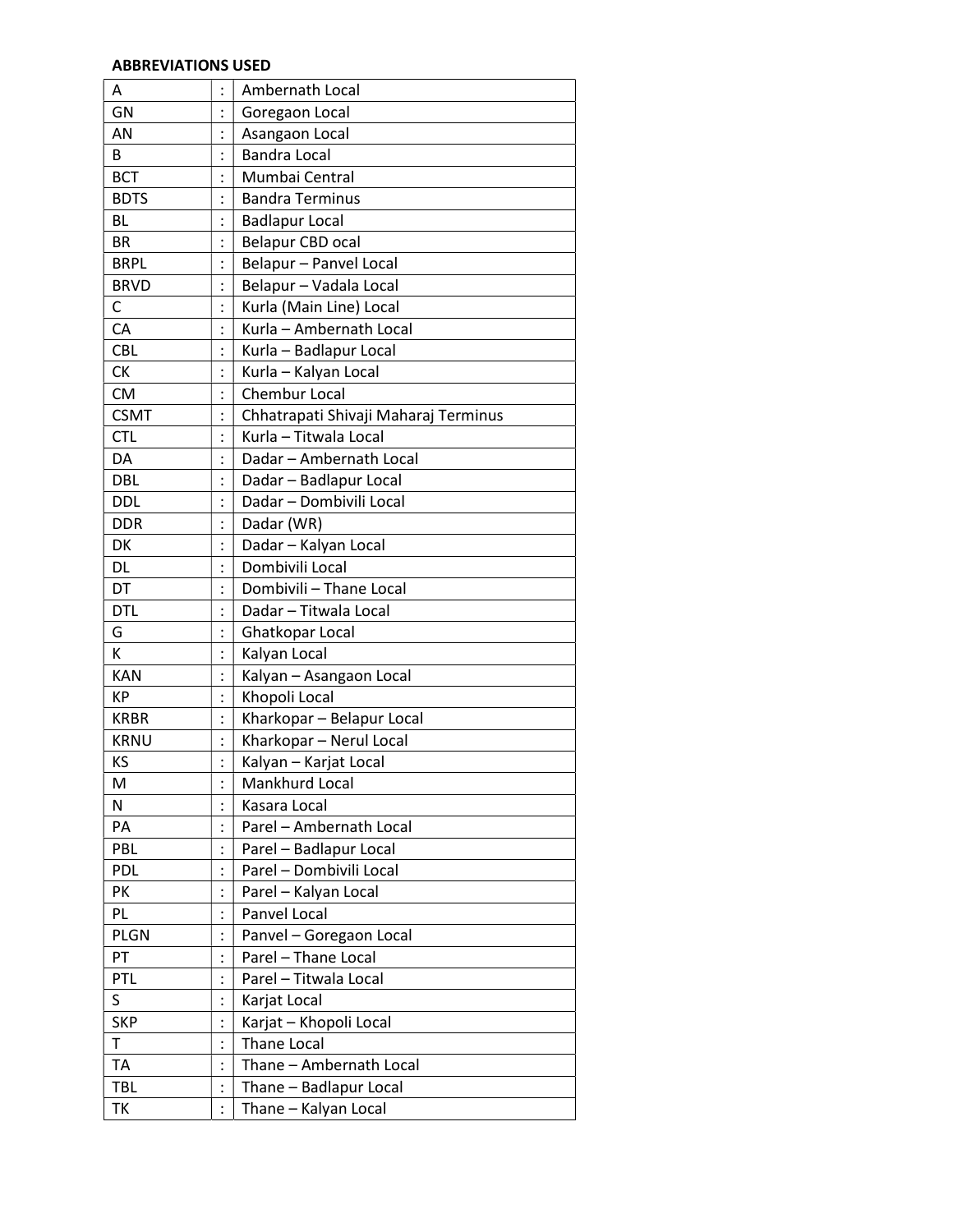**ABBREVIATIONS USED**

| | | |
|---|---|---|
| A | : | Ambernath Local |
| GN | : | Goregaon Local |
| AN | : | Asangaon Local |
| B | : | Bandra Local |
| BCT | : | Mumbai Central |
| BDTS | : | Bandra Terminus |
| BL | : | Badlapur Local |
| BR | : | Belapur CBD ocal |
| BRPL | : | Belapur – Panvel Local |
| BRVD | : | Belapur – Vadala Local |
| C | : | Kurla (Main Line) Local |
| CA | : | Kurla – Ambernath Local |
| CBL | : | Kurla – Badlapur Local |
| CK | : | Kurla – Kalyan Local |
| CM | : | Chembur Local |
| CSMT | : | Chhatrapati Shivaji Maharaj Terminus |
| CTL | : | Kurla – Titwala Local |
| DA | : | Dadar – Ambernath Local |
| DBL | : | Dadar – Badlapur Local |
| DDL | : | Dadar – Dombivili Local |
| DDR | : | Dadar (WR) |
| DK | : | Dadar – Kalyan Local |
| DL | : | Dombivili Local |
| DT | : | Dombivili – Thane Local |
| DTL | : | Dadar – Titwala Local |
| G | : | Ghatkopar Local |
| K | : | Kalyan Local |
| KAN | : | Kalyan – Asangaon Local |
| KP | : | Khopoli Local |
| KRBR | : | Kharkopar – Belapur Local |
| KRNU | : | Kharkopar – Nerul Local |
| KS | : | Kalyan – Karjat Local |
| M | : | Mankhurd Local |
| N | : | Kasara Local |
| PA | : | Parel – Ambernath Local |
| PBL | : | Parel – Badlapur Local |
| PDL | : | Parel – Dombivili Local |
| PK | : | Parel – Kalyan Local |
| PL | : | Panvel Local |
| PLGN | : | Panvel – Goregaon Local |
| PT | : | Parel – Thane Local |
| PTL | : | Parel – Titwala Local |
| S | : | Karjat Local |
| SKP | : | Karjat – Khopoli Local |
| T | : | Thane Local |
| TA | : | Thane – Ambernath Local |
| TBL | : | Thane – Badlapur Local |
| TK | : | Thane – Kalyan Local |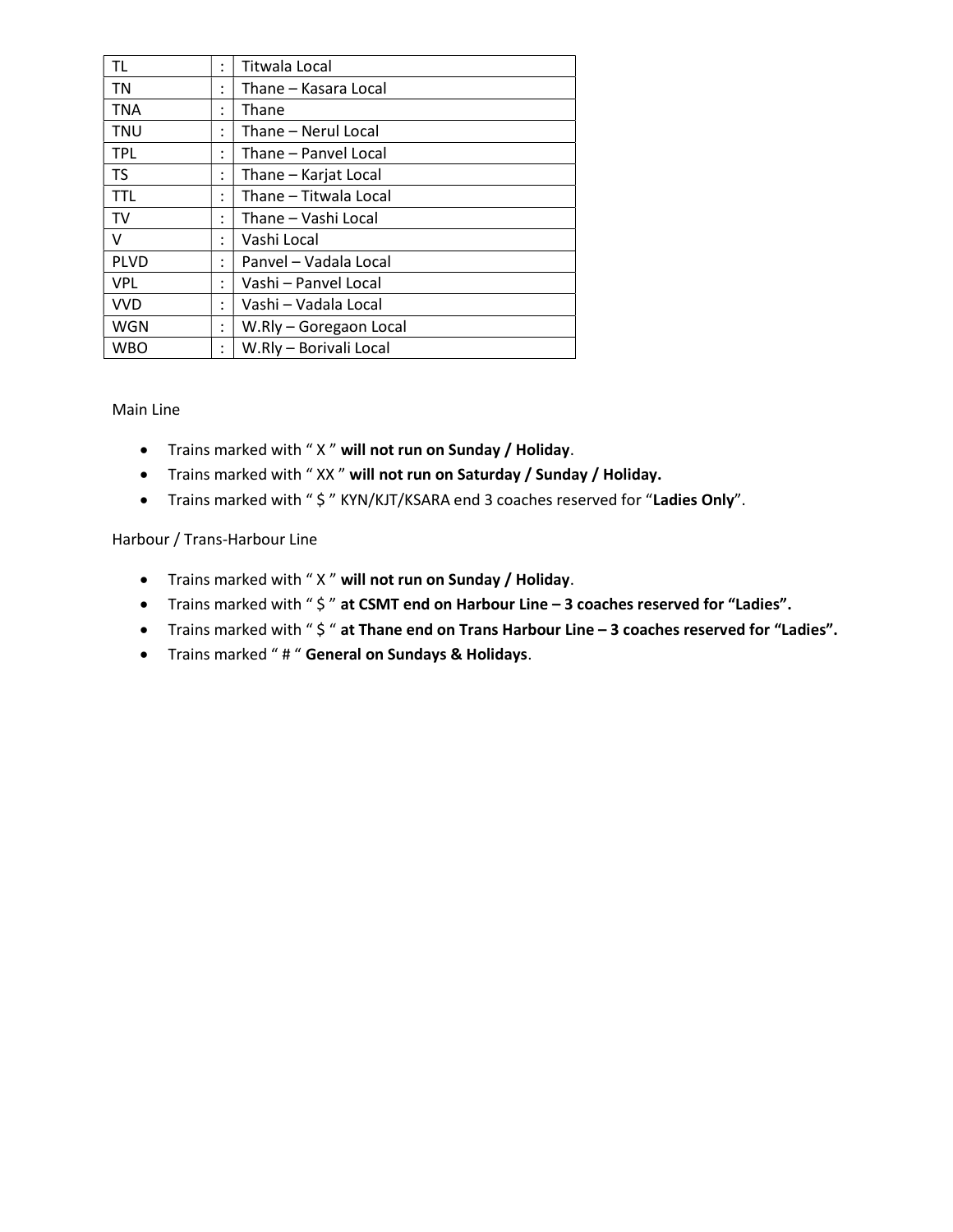| | | |
|---|---|---|
| TL | : | Titwala Local |
| TN | : | Thane – Kasara Local |
| TNA | : | Thane |
| TNU | : | Thane – Nerul Local |
| TPL | : | Thane – Panvel Local |
| TS | : | Thane – Karjat Local |
| TTL | : | Thane – Titwala Local |
| TV | : | Thane – Vashi Local |
| V | : | Vashi Local |
| PLVD | : | Panvel – Vadala Local |
| VPL | : | Vashi – Panvel Local |
| VVD | : | Vashi – Vadala Local |
| WGN | : | W.Rly – Goregaon Local |
| WBO | : | W.Rly – Borivali Local |

Main Line

- Trains marked with " X " **will not run on Sunday / Holiday**.
- Trains marked with " XX " **will not run on Saturday / Sunday / Holiday.**
- Trains marked with " $ " KYN/KJT/KSARA end 3 coaches reserved for "**Ladies Only**".

Harbour / Trans-Harbour Line

- Trains marked with " X " **will not run on Sunday / Holiday**.
- Trains marked with " $ " **at CSMT end on Harbour Line – 3 coaches reserved for "Ladies".**
- Trains marked with " $ " **at Thane end on Trans Harbour Line – 3 coaches reserved for "Ladies".**
- Trains marked " # " **General on Sundays & Holidays**.